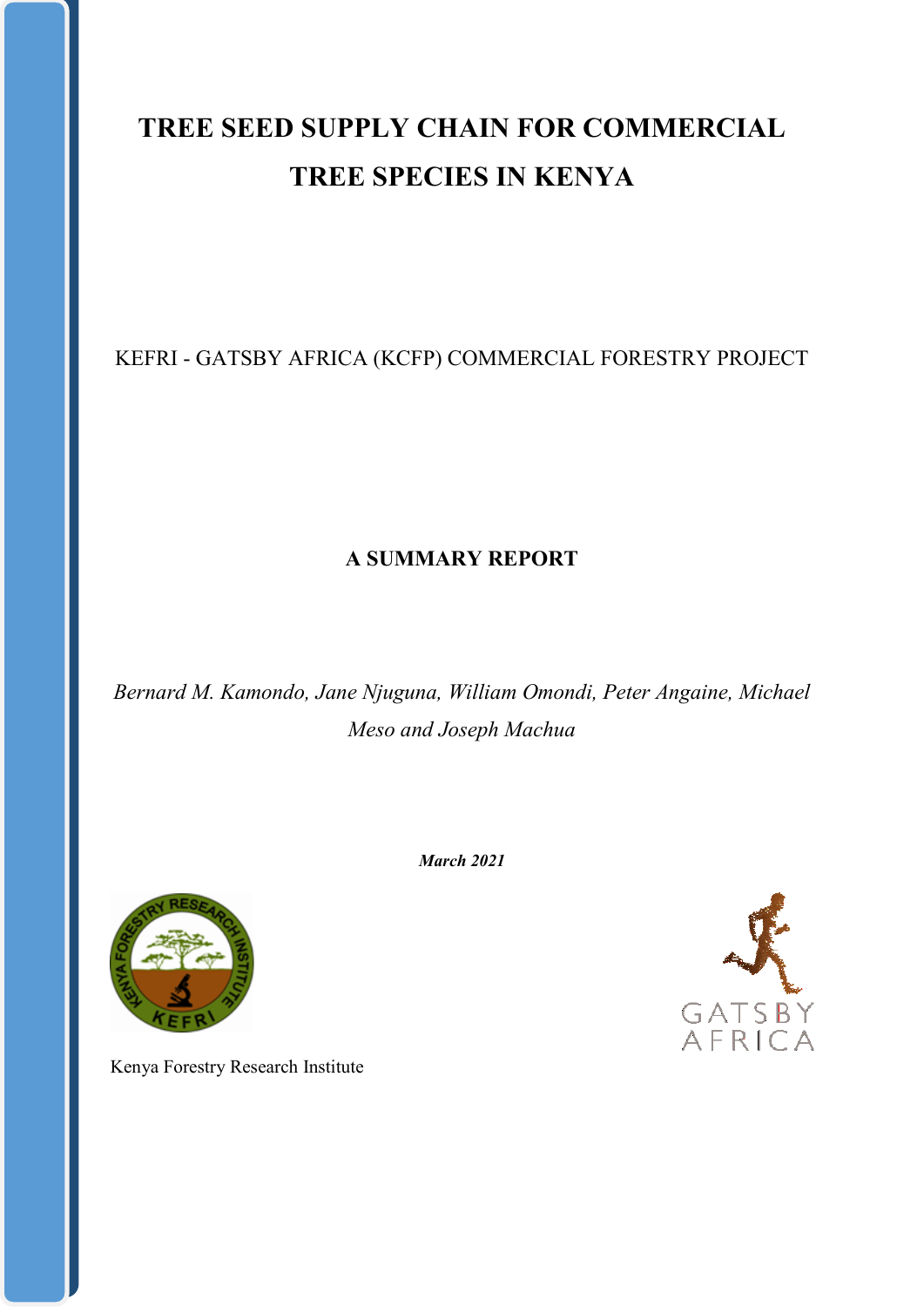# TREE SEED SUPPLY CHAIN FOR COMMERCIAL TREE SPECIES IN KENYA

KEFRI - GATSBY AFRICA (KCFP) COMMERCIAL FORESTRY PROJECT

**A SUMMARY REPORT**

*Bernard M. Kamondo, Jane Njuguna, William Omondi, Peter Angaine, Michael Meso and Joseph Machua*

***March 2021***

Kenya Forestry Research Institute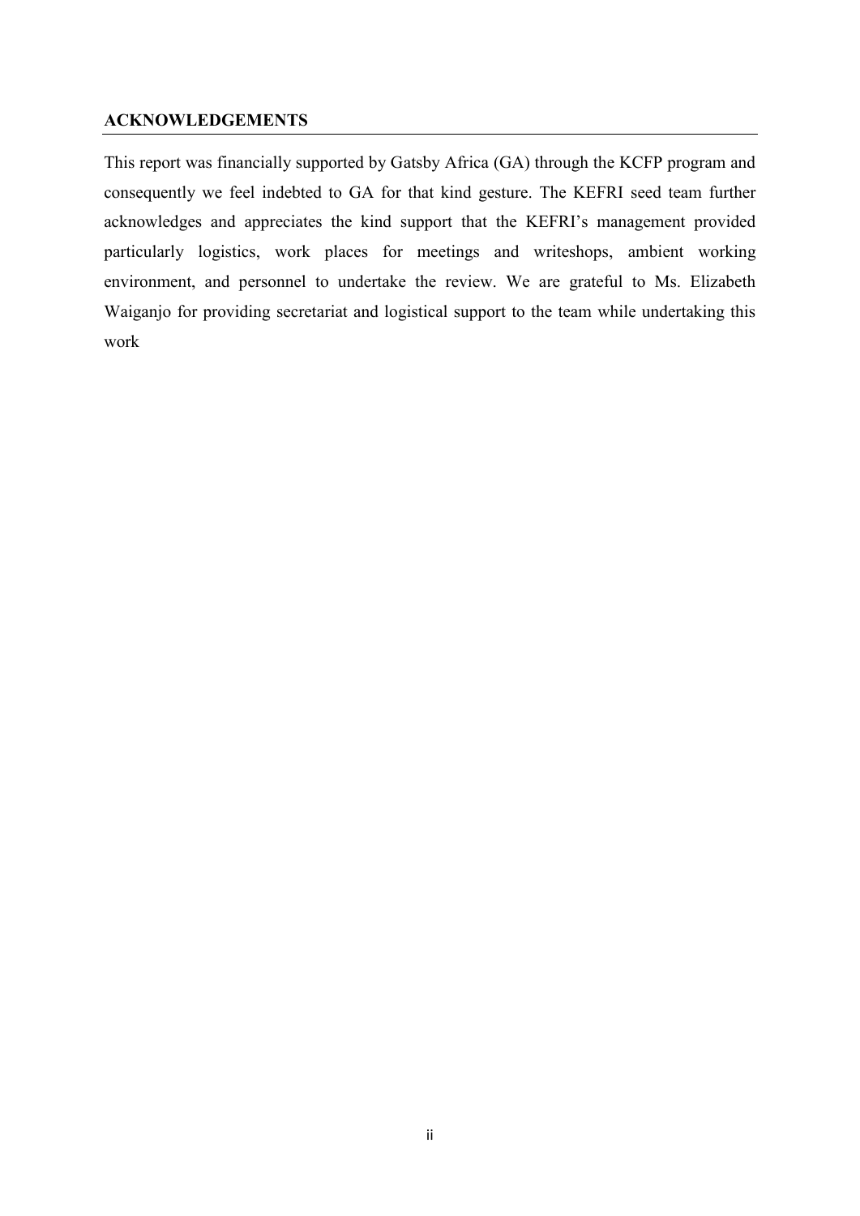## ACKNOWLEDGEMENTS

This report was financially supported by Gatsby Africa (GA) through the KCFP program and consequently we feel indebted to GA for that kind gesture. The KEFRI seed team further acknowledges and appreciates the kind support that the KEFRI's management provided particularly logistics, work places for meetings and writeshops, ambient working environment, and personnel to undertake the review. We are grateful to Ms. Elizabeth Waiganjo for providing secretariat and logistical support to the team while undertaking this work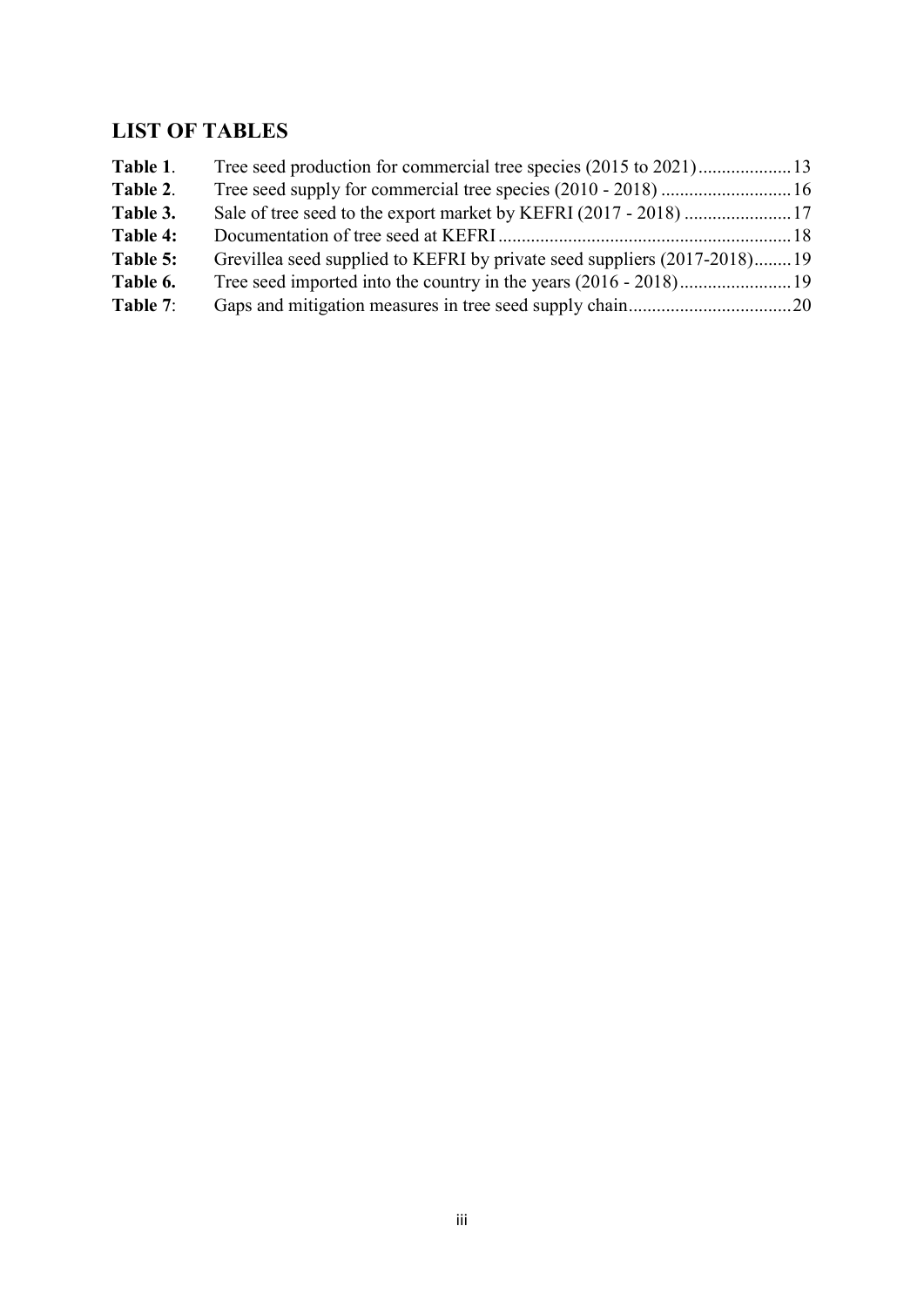## LIST OF TABLES

**Table 1**. Tree seed production for commercial tree species (2015 to 2021)....................13
**Table 2**. Tree seed supply for commercial tree species (2010 - 2018) ...........................16
**Table 3.** Sale of tree seed to the export market by KEFRI (2017 - 2018) .......................17
**Table 4:** Documentation of tree seed at KEFRI ..............................................................18
**Table 5:** Grevillea seed supplied to KEFRI by private seed suppliers (2017-2018)........19
**Table 6.** Tree seed imported into the country in the years (2016 - 2018)........................19
**Table 7**: Gaps and mitigation measures in tree seed supply chain...................................20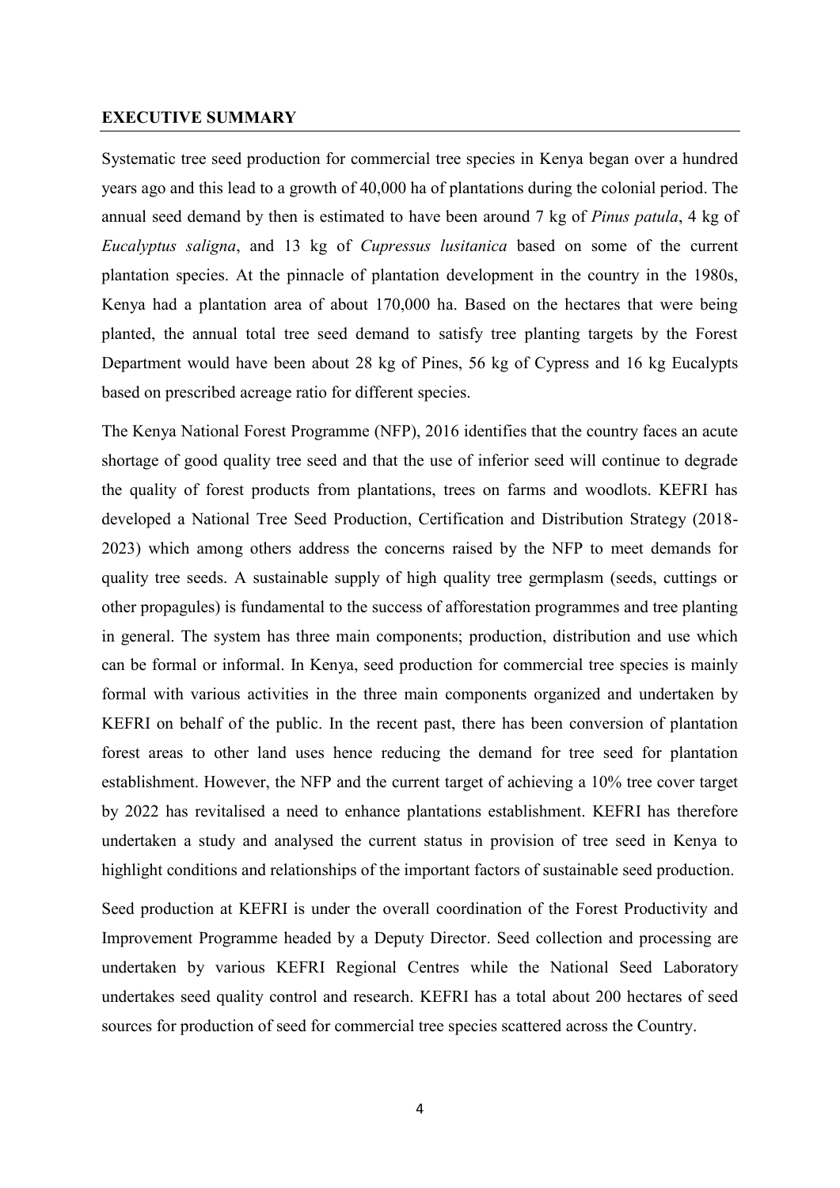## EXECUTIVE SUMMARY

Systematic tree seed production for commercial tree species in Kenya began over a hundred years ago and this lead to a growth of 40,000 ha of plantations during the colonial period. The annual seed demand by then is estimated to have been around 7 kg of *Pinus patula*, 4 kg of *Eucalyptus saligna*, and 13 kg of *Cupressus lusitanica* based on some of the current plantation species. At the pinnacle of plantation development in the country in the 1980s, Kenya had a plantation area of about 170,000 ha. Based on the hectares that were being planted, the annual total tree seed demand to satisfy tree planting targets by the Forest Department would have been about 28 kg of Pines, 56 kg of Cypress and 16 kg Eucalypts based on prescribed acreage ratio for different species.

The Kenya National Forest Programme (NFP), 2016 identifies that the country faces an acute shortage of good quality tree seed and that the use of inferior seed will continue to degrade the quality of forest products from plantations, trees on farms and woodlots. KEFRI has developed a National Tree Seed Production, Certification and Distribution Strategy (2018-2023) which among others address the concerns raised by the NFP to meet demands for quality tree seeds. A sustainable supply of high quality tree germplasm (seeds, cuttings or other propagules) is fundamental to the success of afforestation programmes and tree planting in general. The system has three main components; production, distribution and use which can be formal or informal. In Kenya, seed production for commercial tree species is mainly formal with various activities in the three main components organized and undertaken by KEFRI on behalf of the public. In the recent past, there has been conversion of plantation forest areas to other land uses hence reducing the demand for tree seed for plantation establishment. However, the NFP and the current target of achieving a 10% tree cover target by 2022 has revitalised a need to enhance plantations establishment. KEFRI has therefore undertaken a study and analysed the current status in provision of tree seed in Kenya to highlight conditions and relationships of the important factors of sustainable seed production.

Seed production at KEFRI is under the overall coordination of the Forest Productivity and Improvement Programme headed by a Deputy Director. Seed collection and processing are undertaken by various KEFRI Regional Centres while the National Seed Laboratory undertakes seed quality control and research. KEFRI has a total about 200 hectares of seed sources for production of seed for commercial tree species scattered across the Country.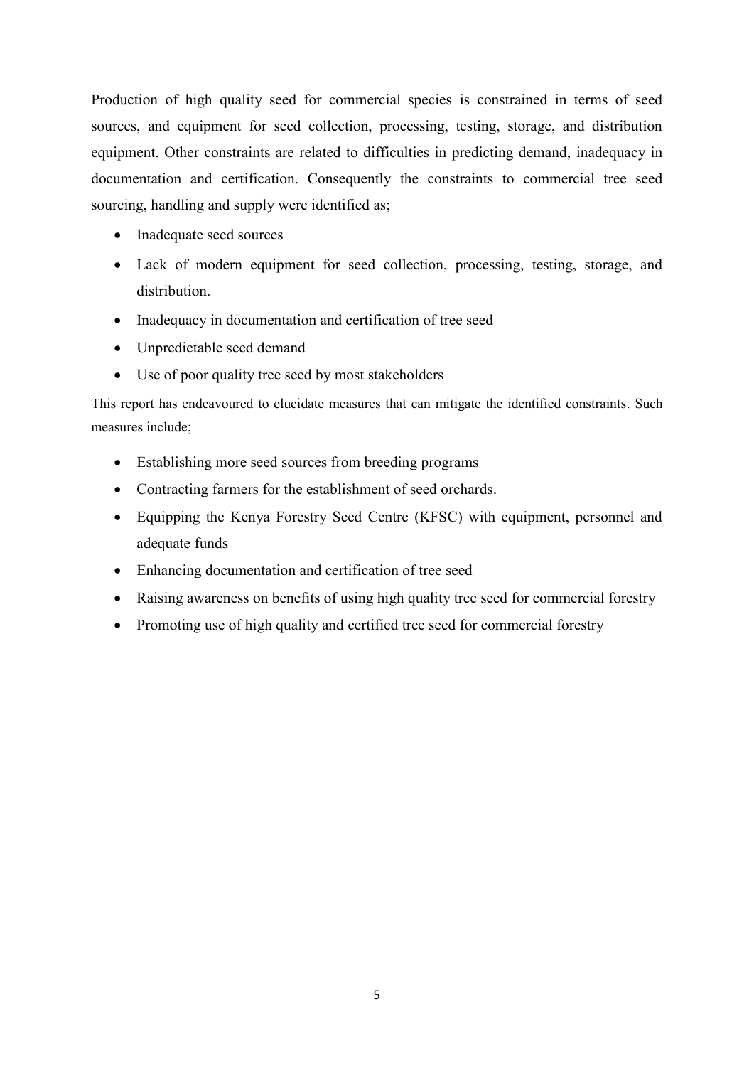Production of high quality seed for commercial species is constrained in terms of seed sources, and equipment for seed collection, processing, testing, storage, and distribution equipment. Other constraints are related to difficulties in predicting demand, inadequacy in documentation and certification. Consequently the constraints to commercial tree seed sourcing, handling and supply were identified as;

- Inadequate seed sources
- Lack of modern equipment for seed collection, processing, testing, storage, and distribution.
- Inadequacy in documentation and certification of tree seed
- Unpredictable seed demand
- Use of poor quality tree seed by most stakeholders

This report has endeavoured to elucidate measures that can mitigate the identified constraints. Such measures include;

- Establishing more seed sources from breeding programs
- Contracting farmers for the establishment of seed orchards.
- Equipping the Kenya Forestry Seed Centre (KFSC) with equipment, personnel and adequate funds
- Enhancing documentation and certification of tree seed
- Raising awareness on benefits of using high quality tree seed for commercial forestry
- Promoting use of high quality and certified tree seed for commercial forestry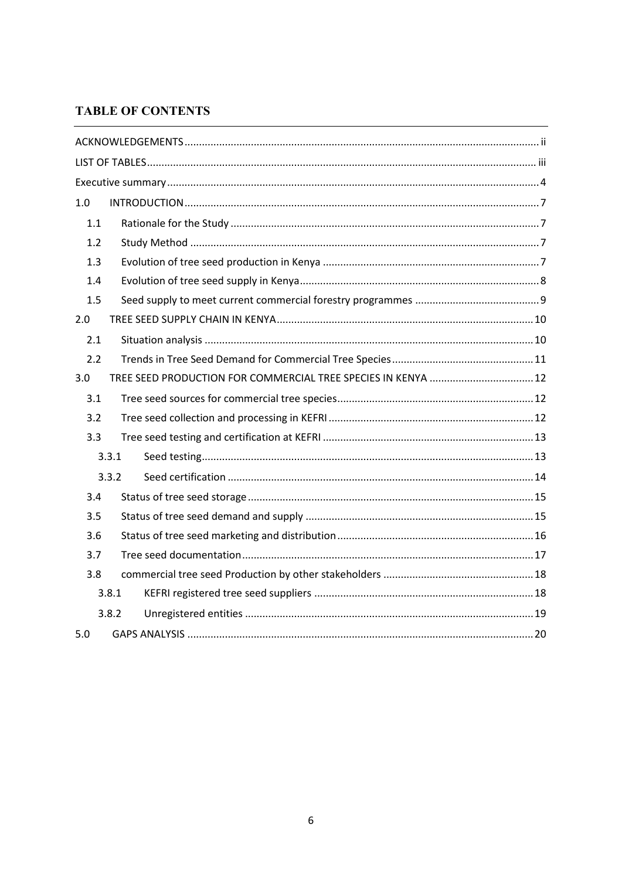## TABLE OF CONTENTS

ACKNOWLEDGEMENTS ........ ii

LIST OF TABLES ........ iii

Executive summary ........ 4

1.0 INTRODUCTION ........ 7

- 1.1 Rationale for the Study ........ 7
- 1.2 Study Method ........ 7
- 1.3 Evolution of tree seed production in Kenya ........ 7
- 1.4 Evolution of tree seed supply in Kenya ........ 8
- 1.5 Seed supply to meet current commercial forestry programmes ........ 9

2.0 TREE SEED SUPPLY CHAIN IN KENYA ........ 10

- 2.1 Situation analysis ........ 10
- 2.2 Trends in Tree Seed Demand for Commercial Tree Species ........ 11

3.0 TREE SEED PRODUCTION FOR COMMERCIAL TREE SPECIES IN KENYA ........ 12

- 3.1 Tree seed sources for commercial tree species ........ 12
- 3.2 Tree seed collection and processing in KEFRI ........ 12
- 3.3 Tree seed testing and certification at KEFRI ........ 13
  - 3.3.1 Seed testing ........ 13
  - 3.3.2 Seed certification ........ 14
- 3.4 Status of tree seed storage ........ 15
- 3.5 Status of tree seed demand and supply ........ 15
- 3.6 Status of tree seed marketing and distribution ........ 16
- 3.7 Tree seed documentation ........ 17
- 3.8 commercial tree seed Production by other stakeholders ........ 18
  - 3.8.1 KEFRI registered tree seed suppliers ........ 18
  - 3.8.2 Unregistered entities ........ 19

5.0 GAPS ANALYSIS ........ 20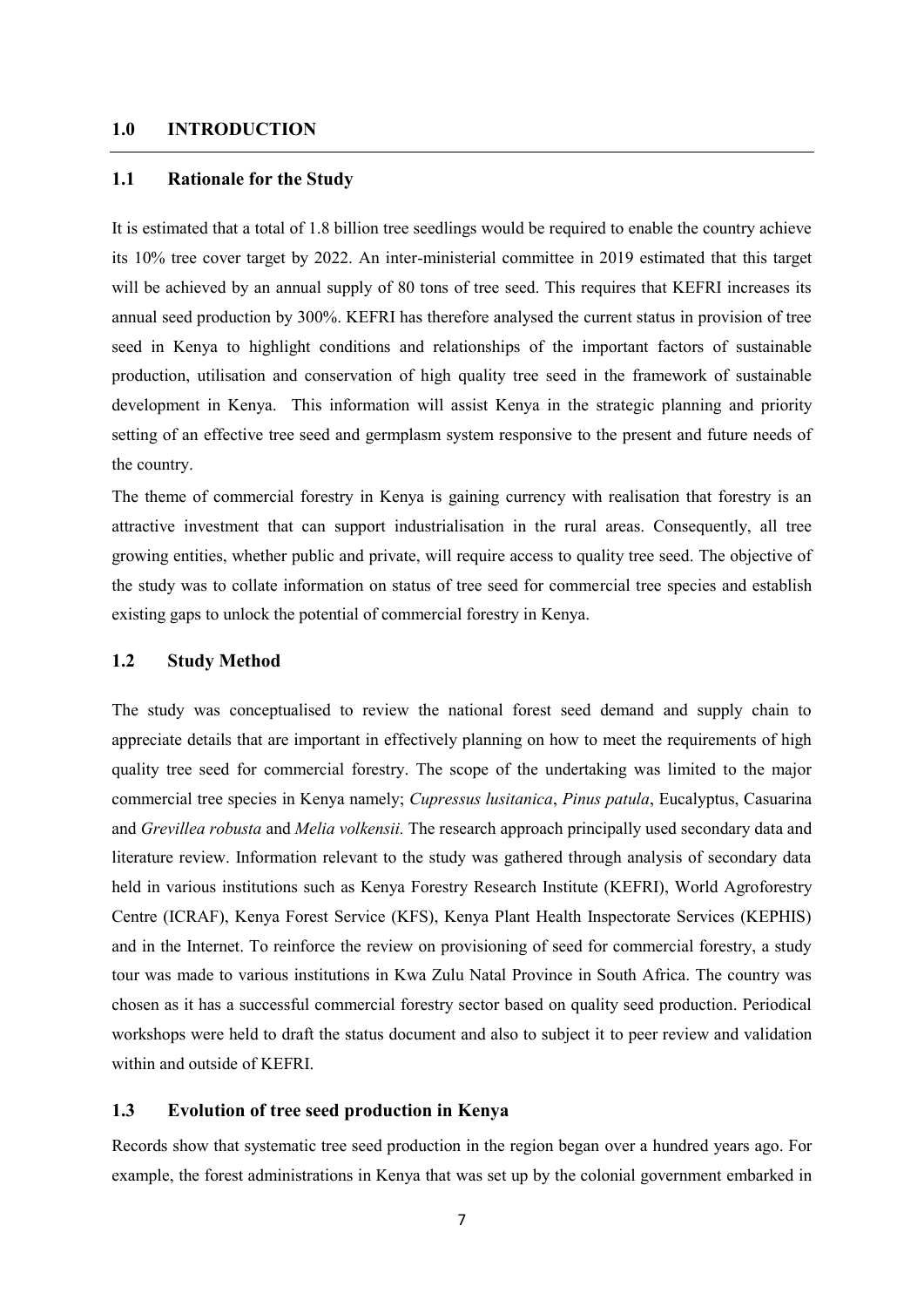# 1.0 INTRODUCTION

## 1.1 Rationale for the Study

It is estimated that a total of 1.8 billion tree seedlings would be required to enable the country achieve its 10% tree cover target by 2022. An inter-ministerial committee in 2019 estimated that this target will be achieved by an annual supply of 80 tons of tree seed. This requires that KEFRI increases its annual seed production by 300%. KEFRI has therefore analysed the current status in provision of tree seed in Kenya to highlight conditions and relationships of the important factors of sustainable production, utilisation and conservation of high quality tree seed in the framework of sustainable development in Kenya. This information will assist Kenya in the strategic planning and priority setting of an effective tree seed and germplasm system responsive to the present and future needs of the country.

The theme of commercial forestry in Kenya is gaining currency with realisation that forestry is an attractive investment that can support industrialisation in the rural areas. Consequently, all tree growing entities, whether public and private, will require access to quality tree seed. The objective of the study was to collate information on status of tree seed for commercial tree species and establish existing gaps to unlock the potential of commercial forestry in Kenya.

## 1.2 Study Method

The study was conceptualised to review the national forest seed demand and supply chain to appreciate details that are important in effectively planning on how to meet the requirements of high quality tree seed for commercial forestry. The scope of the undertaking was limited to the major commercial tree species in Kenya namely; *Cupressus lusitanica*, *Pinus patula*, Eucalyptus, Casuarina and *Grevillea robusta* and *Melia volkensii.* The research approach principally used secondary data and literature review. Information relevant to the study was gathered through analysis of secondary data held in various institutions such as Kenya Forestry Research Institute (KEFRI), World Agroforestry Centre (ICRAF), Kenya Forest Service (KFS), Kenya Plant Health Inspectorate Services (KEPHIS) and in the Internet. To reinforce the review on provisioning of seed for commercial forestry, a study tour was made to various institutions in Kwa Zulu Natal Province in South Africa. The country was chosen as it has a successful commercial forestry sector based on quality seed production. Periodical workshops were held to draft the status document and also to subject it to peer review and validation within and outside of KEFRI.

## 1.3 Evolution of tree seed production in Kenya

Records show that systematic tree seed production in the region began over a hundred years ago. For example, the forest administrations in Kenya that was set up by the colonial government embarked in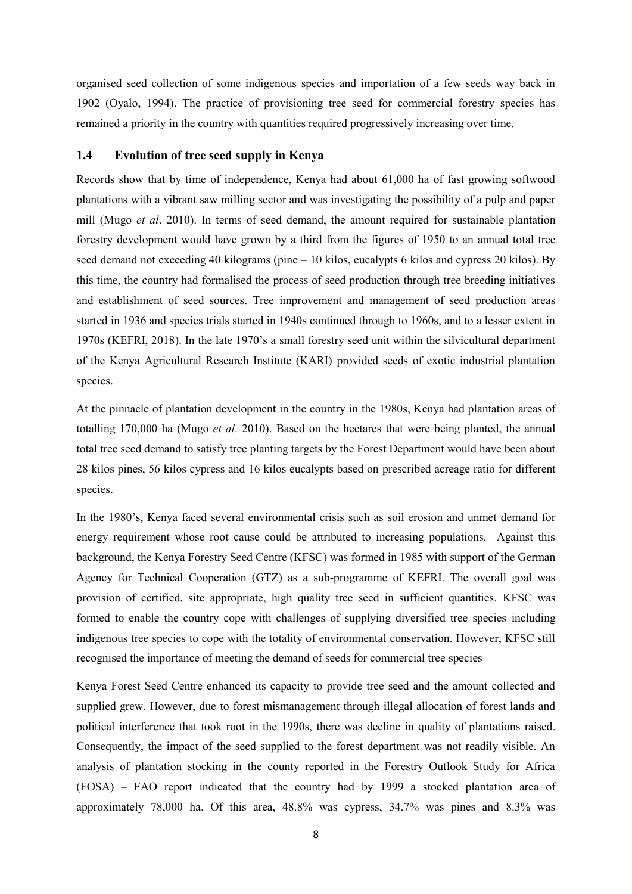organised seed collection of some indigenous species and importation of a few seeds way back in 1902 (Oyalo, 1994). The practice of provisioning tree seed for commercial forestry species has remained a priority in the country with quantities required progressively increasing over time.

### 1.4 Evolution of tree seed supply in Kenya

Records show that by time of independence, Kenya had about 61,000 ha of fast growing softwood plantations with a vibrant saw milling sector and was investigating the possibility of a pulp and paper mill (Mugo *et al*. 2010). In terms of seed demand, the amount required for sustainable plantation forestry development would have grown by a third from the figures of 1950 to an annual total tree seed demand not exceeding 40 kilograms (pine – 10 kilos, eucalypts 6 kilos and cypress 20 kilos). By this time, the country had formalised the process of seed production through tree breeding initiatives and establishment of seed sources. Tree improvement and management of seed production areas started in 1936 and species trials started in 1940s continued through to 1960s, and to a lesser extent in 1970s (KEFRI, 2018). In the late 1970's a small forestry seed unit within the silvicultural department of the Kenya Agricultural Research Institute (KARI) provided seeds of exotic industrial plantation species.

At the pinnacle of plantation development in the country in the 1980s, Kenya had plantation areas of totalling 170,000 ha (Mugo *et al*. 2010). Based on the hectares that were being planted, the annual total tree seed demand to satisfy tree planting targets by the Forest Department would have been about 28 kilos pines, 56 kilos cypress and 16 kilos eucalypts based on prescribed acreage ratio for different species.

In the 1980's, Kenya faced several environmental crisis such as soil erosion and unmet demand for energy requirement whose root cause could be attributed to increasing populations. Against this background, the Kenya Forestry Seed Centre (KFSC) was formed in 1985 with support of the German Agency for Technical Cooperation (GTZ) as a sub-programme of KEFRI. The overall goal was provision of certified, site appropriate, high quality tree seed in sufficient quantities. KFSC was formed to enable the country cope with challenges of supplying diversified tree species including indigenous tree species to cope with the totality of environmental conservation. However, KFSC still recognised the importance of meeting the demand of seeds for commercial tree species

Kenya Forest Seed Centre enhanced its capacity to provide tree seed and the amount collected and supplied grew. However, due to forest mismanagement through illegal allocation of forest lands and political interference that took root in the 1990s, there was decline in quality of plantations raised. Consequently, the impact of the seed supplied to the forest department was not readily visible. An analysis of plantation stocking in the county reported in the Forestry Outlook Study for Africa (FOSA) – FAO report indicated that the country had by 1999 a stocked plantation area of approximately 78,000 ha. Of this area, 48.8% was cypress, 34.7% was pines and 8.3% was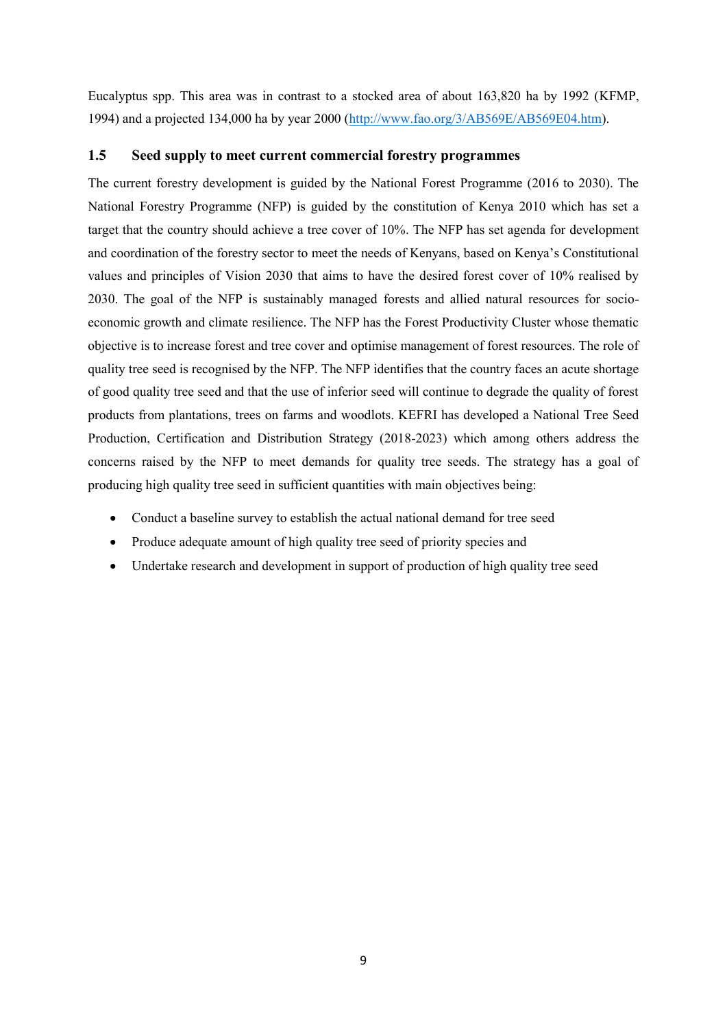Eucalyptus spp. This area was in contrast to a stocked area of about 163,820 ha by 1992 (KFMP, 1994) and a projected 134,000 ha by year 2000 (http://www.fao.org/3/AB569E/AB569E04.htm).

## 1.5 Seed supply to meet current commercial forestry programmes

The current forestry development is guided by the National Forest Programme (2016 to 2030). The National Forestry Programme (NFP) is guided by the constitution of Kenya 2010 which has set a target that the country should achieve a tree cover of 10%. The NFP has set agenda for development and coordination of the forestry sector to meet the needs of Kenyans, based on Kenya's Constitutional values and principles of Vision 2030 that aims to have the desired forest cover of 10% realised by 2030. The goal of the NFP is sustainably managed forests and allied natural resources for socio-economic growth and climate resilience. The NFP has the Forest Productivity Cluster whose thematic objective is to increase forest and tree cover and optimise management of forest resources. The role of quality tree seed is recognised by the NFP. The NFP identifies that the country faces an acute shortage of good quality tree seed and that the use of inferior seed will continue to degrade the quality of forest products from plantations, trees on farms and woodlots. KEFRI has developed a National Tree Seed Production, Certification and Distribution Strategy (2018-2023) which among others address the concerns raised by the NFP to meet demands for quality tree seeds. The strategy has a goal of producing high quality tree seed in sufficient quantities with main objectives being:

- Conduct a baseline survey to establish the actual national demand for tree seed
- Produce adequate amount of high quality tree seed of priority species and
- Undertake research and development in support of production of high quality tree seed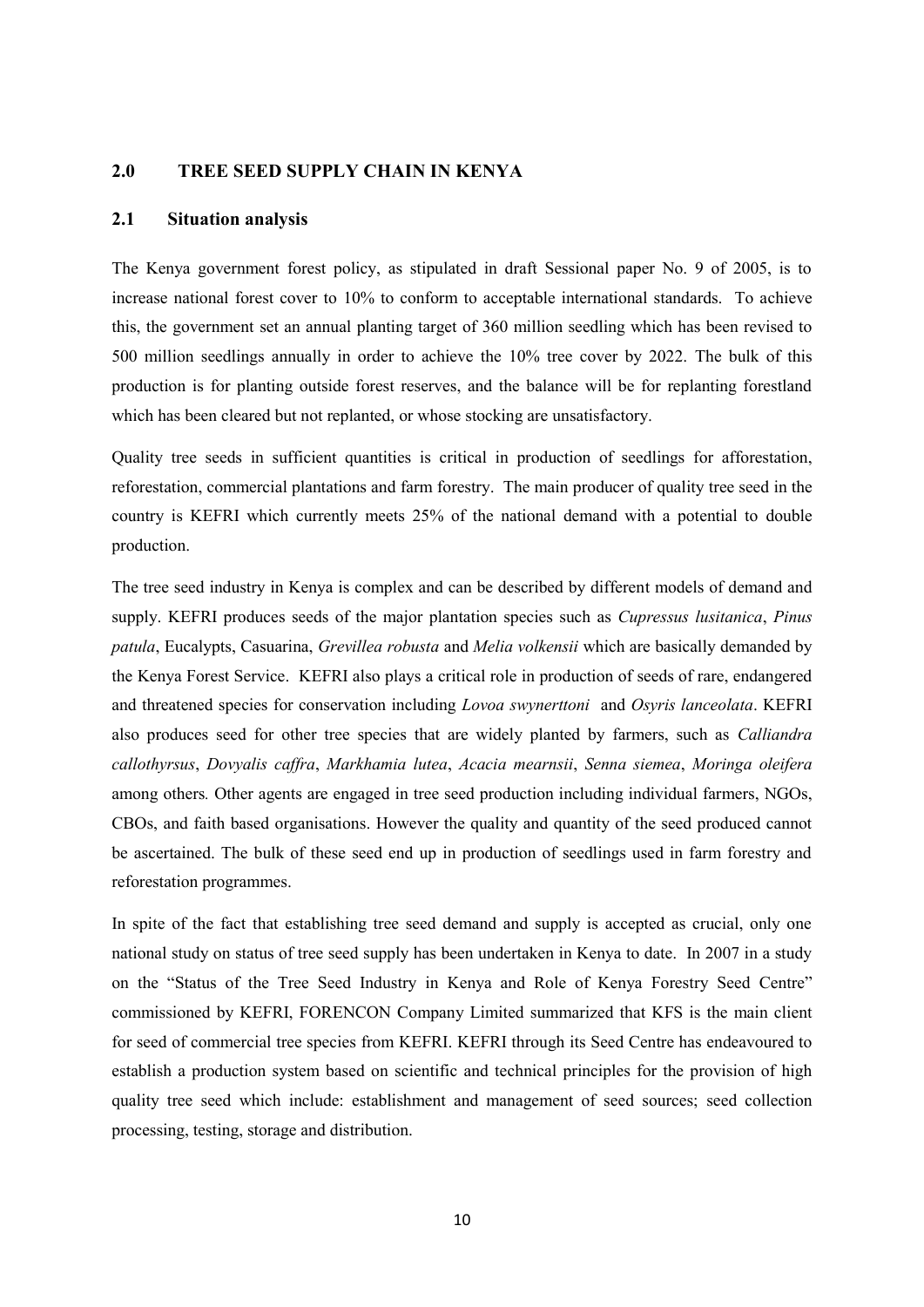## 2.0 TREE SEED SUPPLY CHAIN IN KENYA

### 2.1 Situation analysis

The Kenya government forest policy, as stipulated in draft Sessional paper No. 9 of 2005, is to increase national forest cover to 10% to conform to acceptable international standards. To achieve this, the government set an annual planting target of 360 million seedling which has been revised to 500 million seedlings annually in order to achieve the 10% tree cover by 2022. The bulk of this production is for planting outside forest reserves, and the balance will be for replanting forestland which has been cleared but not replanted, or whose stocking are unsatisfactory.

Quality tree seeds in sufficient quantities is critical in production of seedlings for afforestation, reforestation, commercial plantations and farm forestry. The main producer of quality tree seed in the country is KEFRI which currently meets 25% of the national demand with a potential to double production.

The tree seed industry in Kenya is complex and can be described by different models of demand and supply. KEFRI produces seeds of the major plantation species such as *Cupressus lusitanica*, *Pinus patula*, Eucalypts, Casuarina, *Grevillea robusta* and *Melia volkensii* which are basically demanded by the Kenya Forest Service. KEFRI also plays a critical role in production of seeds of rare, endangered and threatened species for conservation including *Lovoa swynerttoni* and *Osyris lanceolata*. KEFRI also produces seed for other tree species that are widely planted by farmers, such as *Calliandra callothyrsus*, *Dovyalis caffra*, *Markhamia lutea*, *Acacia mearnsii*, *Senna siemea*, *Moringa oleifera* among others. Other agents are engaged in tree seed production including individual farmers, NGOs, CBOs, and faith based organisations. However the quality and quantity of the seed produced cannot be ascertained. The bulk of these seed end up in production of seedlings used in farm forestry and reforestation programmes.

In spite of the fact that establishing tree seed demand and supply is accepted as crucial, only one national study on status of tree seed supply has been undertaken in Kenya to date. In 2007 in a study on the "Status of the Tree Seed Industry in Kenya and Role of Kenya Forestry Seed Centre" commissioned by KEFRI, FORENCON Company Limited summarized that KFS is the main client for seed of commercial tree species from KEFRI. KEFRI through its Seed Centre has endeavoured to establish a production system based on scientific and technical principles for the provision of high quality tree seed which include: establishment and management of seed sources; seed collection processing, testing, storage and distribution.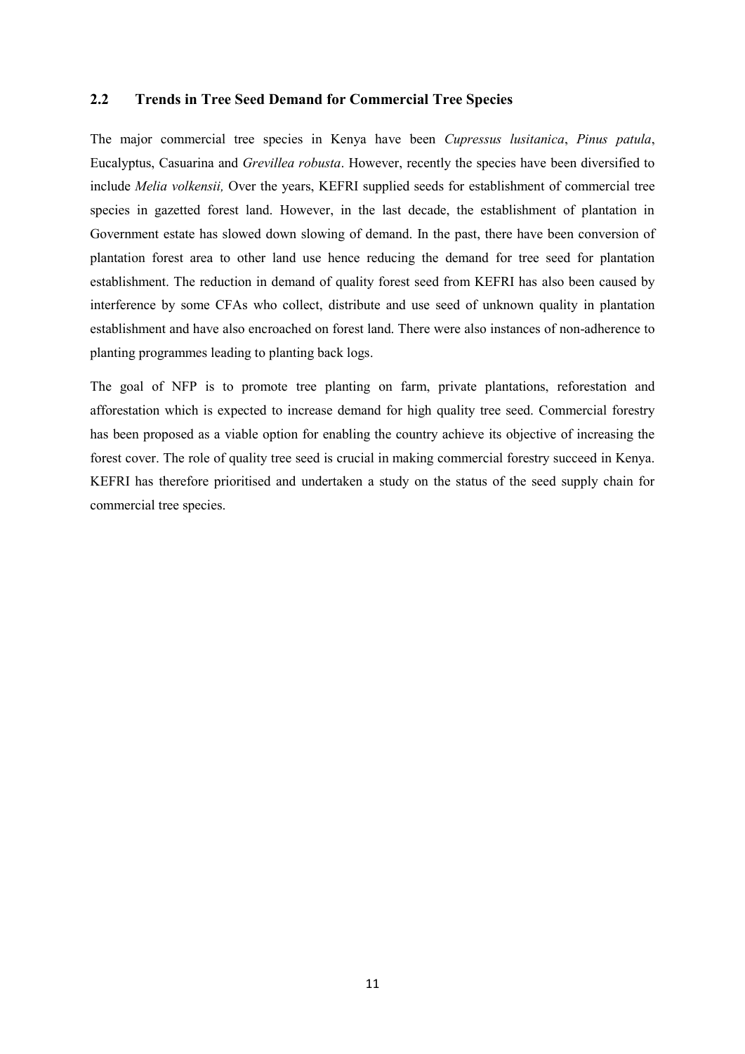## 2.2 Trends in Tree Seed Demand for Commercial Tree Species

The major commercial tree species in Kenya have been *Cupressus lusitanica*, *Pinus patula*, Eucalyptus, Casuarina and *Grevillea robusta*. However, recently the species have been diversified to include *Melia volkensii,* Over the years, KEFRI supplied seeds for establishment of commercial tree species in gazetted forest land. However, in the last decade, the establishment of plantation in Government estate has slowed down slowing of demand. In the past, there have been conversion of plantation forest area to other land use hence reducing the demand for tree seed for plantation establishment. The reduction in demand of quality forest seed from KEFRI has also been caused by interference by some CFAs who collect, distribute and use seed of unknown quality in plantation establishment and have also encroached on forest land. There were also instances of non-adherence to planting programmes leading to planting back logs.

The goal of NFP is to promote tree planting on farm, private plantations, reforestation and afforestation which is expected to increase demand for high quality tree seed. Commercial forestry has been proposed as a viable option for enabling the country achieve its objective of increasing the forest cover. The role of quality tree seed is crucial in making commercial forestry succeed in Kenya. KEFRI has therefore prioritised and undertaken a study on the status of the seed supply chain for commercial tree species.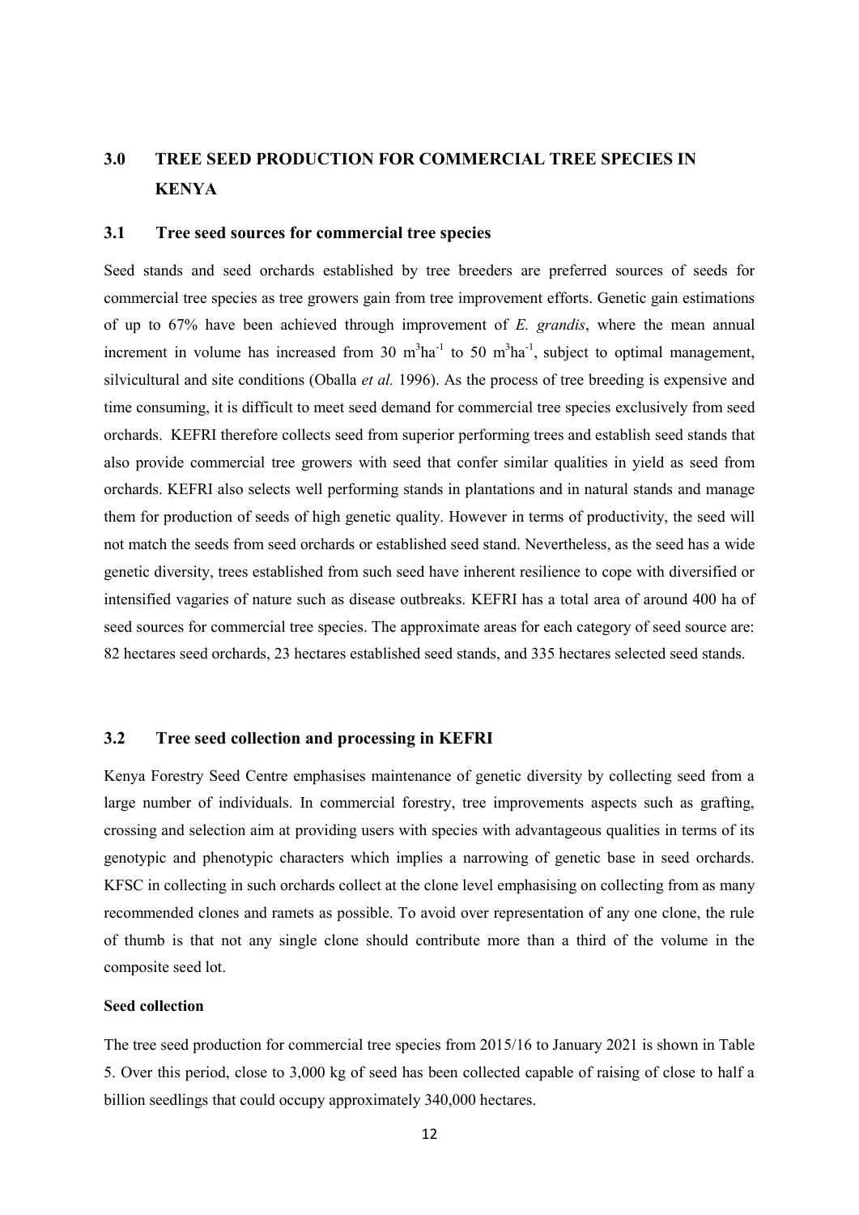# 3.0 TREE SEED PRODUCTION FOR COMMERCIAL TREE SPECIES IN KENYA

## 3.1 Tree seed sources for commercial tree species

Seed stands and seed orchards established by tree breeders are preferred sources of seeds for commercial tree species as tree growers gain from tree improvement efforts. Genetic gain estimations of up to 67% have been achieved through improvement of *E. grandis*, where the mean annual increment in volume has increased from 30 $m^3ha^{-1}$ to 50 $m^3ha^{-1}$, subject to optimal management, silvicultural and site conditions (Oballa *et al.* 1996). As the process of tree breeding is expensive and time consuming, it is difficult to meet seed demand for commercial tree species exclusively from seed orchards. KEFRI therefore collects seed from superior performing trees and establish seed stands that also provide commercial tree growers with seed that confer similar qualities in yield as seed from orchards. KEFRI also selects well performing stands in plantations and in natural stands and manage them for production of seeds of high genetic quality. However in terms of productivity, the seed will not match the seeds from seed orchards or established seed stand. Nevertheless, as the seed has a wide genetic diversity, trees established from such seed have inherent resilience to cope with diversified or intensified vagaries of nature such as disease outbreaks. KEFRI has a total area of around 400 ha of seed sources for commercial tree species. The approximate areas for each category of seed source are: 82 hectares seed orchards, 23 hectares established seed stands, and 335 hectares selected seed stands.

## 3.2 Tree seed collection and processing in KEFRI

Kenya Forestry Seed Centre emphasises maintenance of genetic diversity by collecting seed from a large number of individuals. In commercial forestry, tree improvements aspects such as grafting, crossing and selection aim at providing users with species with advantageous qualities in terms of its genotypic and phenotypic characters which implies a narrowing of genetic base in seed orchards. KFSC in collecting in such orchards collect at the clone level emphasising on collecting from as many recommended clones and ramets as possible. To avoid over representation of any one clone, the rule of thumb is that not any single clone should contribute more than a third of the volume in the composite seed lot.

**Seed collection**

The tree seed production for commercial tree species from 2015/16 to January 2021 is shown in Table 5. Over this period, close to 3,000 kg of seed has been collected capable of raising of close to half a billion seedlings that could occupy approximately 340,000 hectares.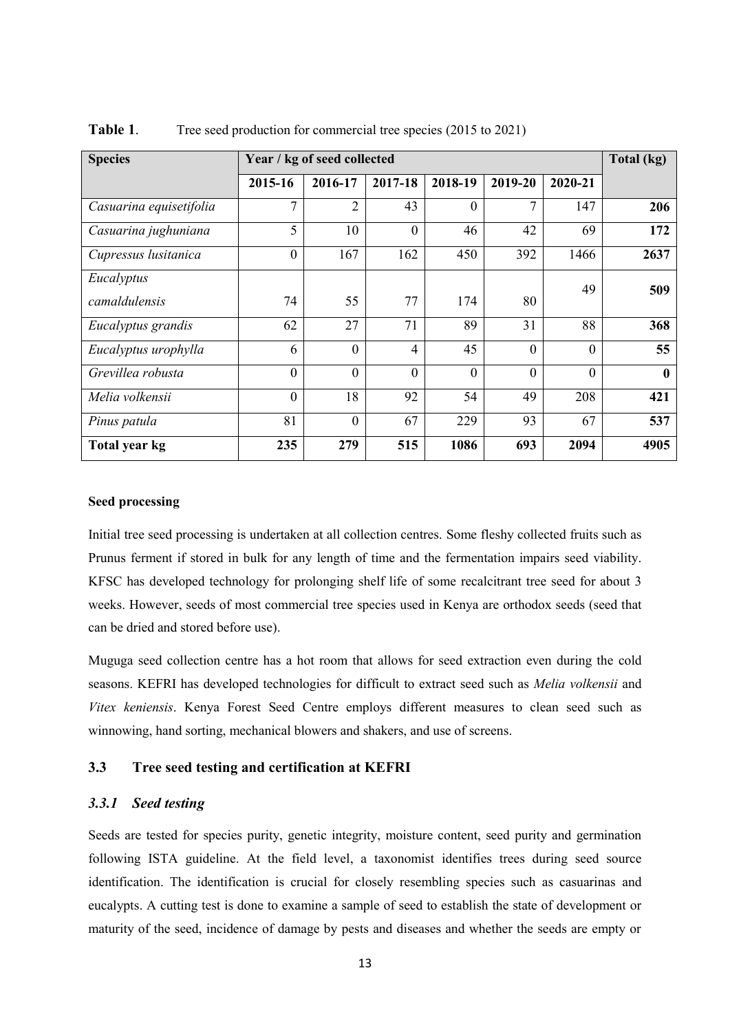**Table 1**. Tree seed production for commercial tree species (2015 to 2021)

| Species | Year / kg of seed collected | | | | | | Total (kg) |
|---|---|---|---|---|---|---|---|
| | 2015-16 | 2016-17 | 2017-18 | 2018-19 | 2019-20 | 2020-21 | |
| *Casuarina equisetifolia* | 7 | 2 | 43 | 0 | 7 | 147 | **206** |
| *Casuarina jughuniana* | 5 | 10 | 0 | 46 | 42 | 69 | **172** |
| *Cupressus lusitanica* | 0 | 167 | 162 | 450 | 392 | 1466 | **2637** |
| *Eucalyptus camaldulensis* | 74 | 55 | 77 | 174 | 80 | 49 | **509** |
| *Eucalyptus grandis* | 62 | 27 | 71 | 89 | 31 | 88 | **368** |
| *Eucalyptus urophylla* | 6 | 0 | 4 | 45 | 0 | 0 | **55** |
| *Grevillea robusta* | 0 | 0 | 0 | 0 | 0 | 0 | **0** |
| *Melia volkensii* | 0 | 18 | 92 | 54 | 49 | 208 | **421** |
| *Pinus patula* | 81 | 0 | 67 | 229 | 93 | 67 | **537** |
| **Total year kg** | **235** | **279** | **515** | **1086** | **693** | **2094** | **4905** |

**Seed processing**

Initial tree seed processing is undertaken at all collection centres. Some fleshy collected fruits such as Prunus ferment if stored in bulk for any length of time and the fermentation impairs seed viability. KFSC has developed technology for prolonging shelf life of some recalcitrant tree seed for about 3 weeks. However, seeds of most commercial tree species used in Kenya are orthodox seeds (seed that can be dried and stored before use).

Muguga seed collection centre has a hot room that allows for seed extraction even during the cold seasons. KEFRI has developed technologies for difficult to extract seed such as *Melia volkensii* and *Vitex keniensis*. Kenya Forest Seed Centre employs different measures to clean seed such as winnowing, hand sorting, mechanical blowers and shakers, and use of screens.

## 3.3 Tree seed testing and certification at KEFRI

### *3.3.1 Seed testing*

Seeds are tested for species purity, genetic integrity, moisture content, seed purity and germination following ISTA guideline. At the field level, a taxonomist identifies trees during seed source identification. The identification is crucial for closely resembling species such as casuarinas and eucalypts. A cutting test is done to examine a sample of seed to establish the state of development or maturity of the seed, incidence of damage by pests and diseases and whether the seeds are empty or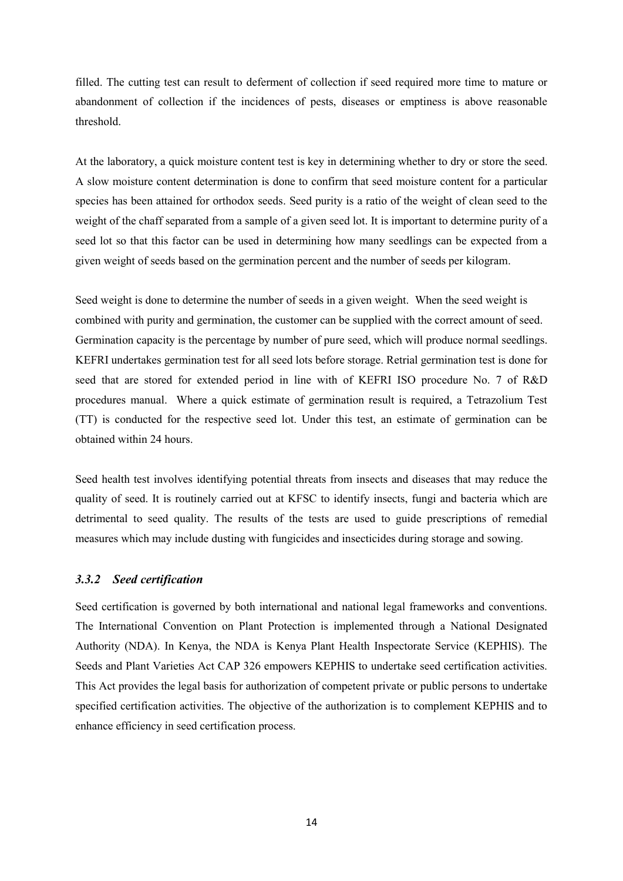filled. The cutting test can result to deferment of collection if seed required more time to mature or abandonment of collection if the incidences of pests, diseases or emptiness is above reasonable threshold.

At the laboratory, a quick moisture content test is key in determining whether to dry or store the seed. A slow moisture content determination is done to confirm that seed moisture content for a particular species has been attained for orthodox seeds. Seed purity is a ratio of the weight of clean seed to the weight of the chaff separated from a sample of a given seed lot. It is important to determine purity of a seed lot so that this factor can be used in determining how many seedlings can be expected from a given weight of seeds based on the germination percent and the number of seeds per kilogram.

Seed weight is done to determine the number of seeds in a given weight. When the seed weight is combined with purity and germination, the customer can be supplied with the correct amount of seed. Germination capacity is the percentage by number of pure seed, which will produce normal seedlings. KEFRI undertakes germination test for all seed lots before storage. Retrial germination test is done for seed that are stored for extended period in line with of KEFRI ISO procedure No. 7 of R&D procedures manual. Where a quick estimate of germination result is required, a Tetrazolium Test (TT) is conducted for the respective seed lot. Under this test, an estimate of germination can be obtained within 24 hours.

Seed health test involves identifying potential threats from insects and diseases that may reduce the quality of seed. It is routinely carried out at KFSC to identify insects, fungi and bacteria which are detrimental to seed quality. The results of the tests are used to guide prescriptions of remedial measures which may include dusting with fungicides and insecticides during storage and sowing.

### *3.3.2 Seed certification*

Seed certification is governed by both international and national legal frameworks and conventions. The International Convention on Plant Protection is implemented through a National Designated Authority (NDA). In Kenya, the NDA is Kenya Plant Health Inspectorate Service (KEPHIS). The Seeds and Plant Varieties Act CAP 326 empowers KEPHIS to undertake seed certification activities. This Act provides the legal basis for authorization of competent private or public persons to undertake specified certification activities. The objective of the authorization is to complement KEPHIS and to enhance efficiency in seed certification process.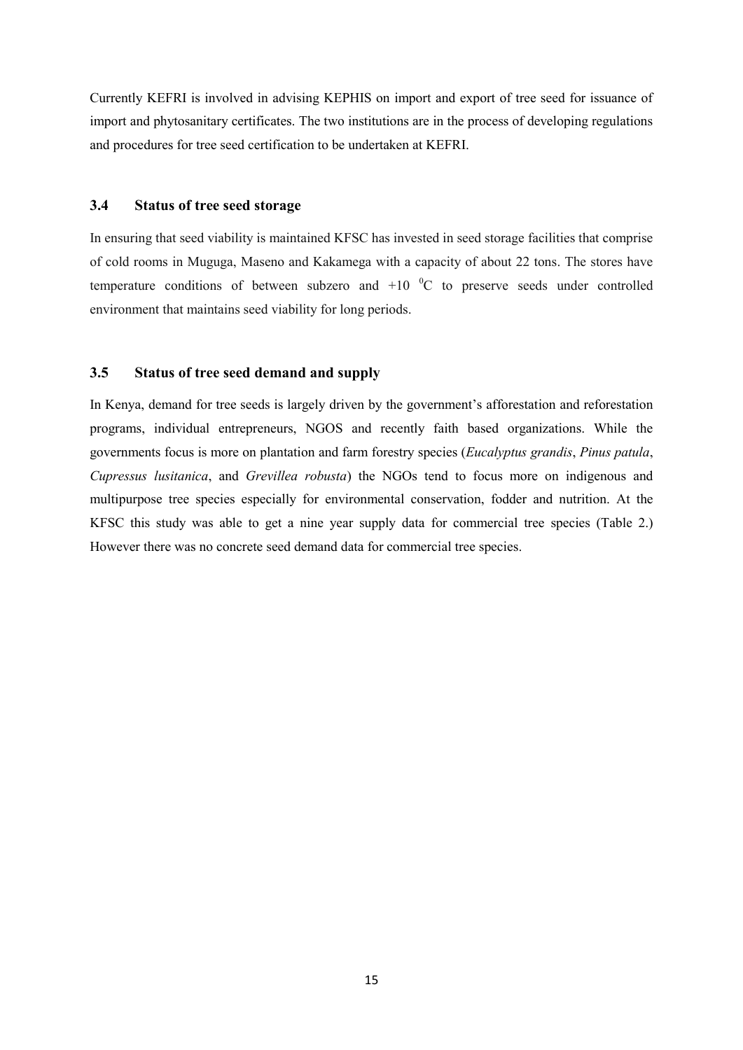Currently KEFRI is involved in advising KEPHIS on import and export of tree seed for issuance of import and phytosanitary certificates. The two institutions are in the process of developing regulations and procedures for tree seed certification to be undertaken at KEFRI.

### 3.4 Status of tree seed storage

In ensuring that seed viability is maintained KFSC has invested in seed storage facilities that comprise of cold rooms in Muguga, Maseno and Kakamega with a capacity of about 22 tons. The stores have temperature conditions of between subzero and +10 $^{0}$C to preserve seeds under controlled environment that maintains seed viability for long periods.

### 3.5 Status of tree seed demand and supply

In Kenya, demand for tree seeds is largely driven by the government's afforestation and reforestation programs, individual entrepreneurs, NGOS and recently faith based organizations. While the governments focus is more on plantation and farm forestry species (*Eucalyptus grandis*, *Pinus patula*, *Cupressus lusitanica*, and *Grevillea robusta*) the NGOs tend to focus more on indigenous and multipurpose tree species especially for environmental conservation, fodder and nutrition. At the KFSC this study was able to get a nine year supply data for commercial tree species (Table 2.) However there was no concrete seed demand data for commercial tree species.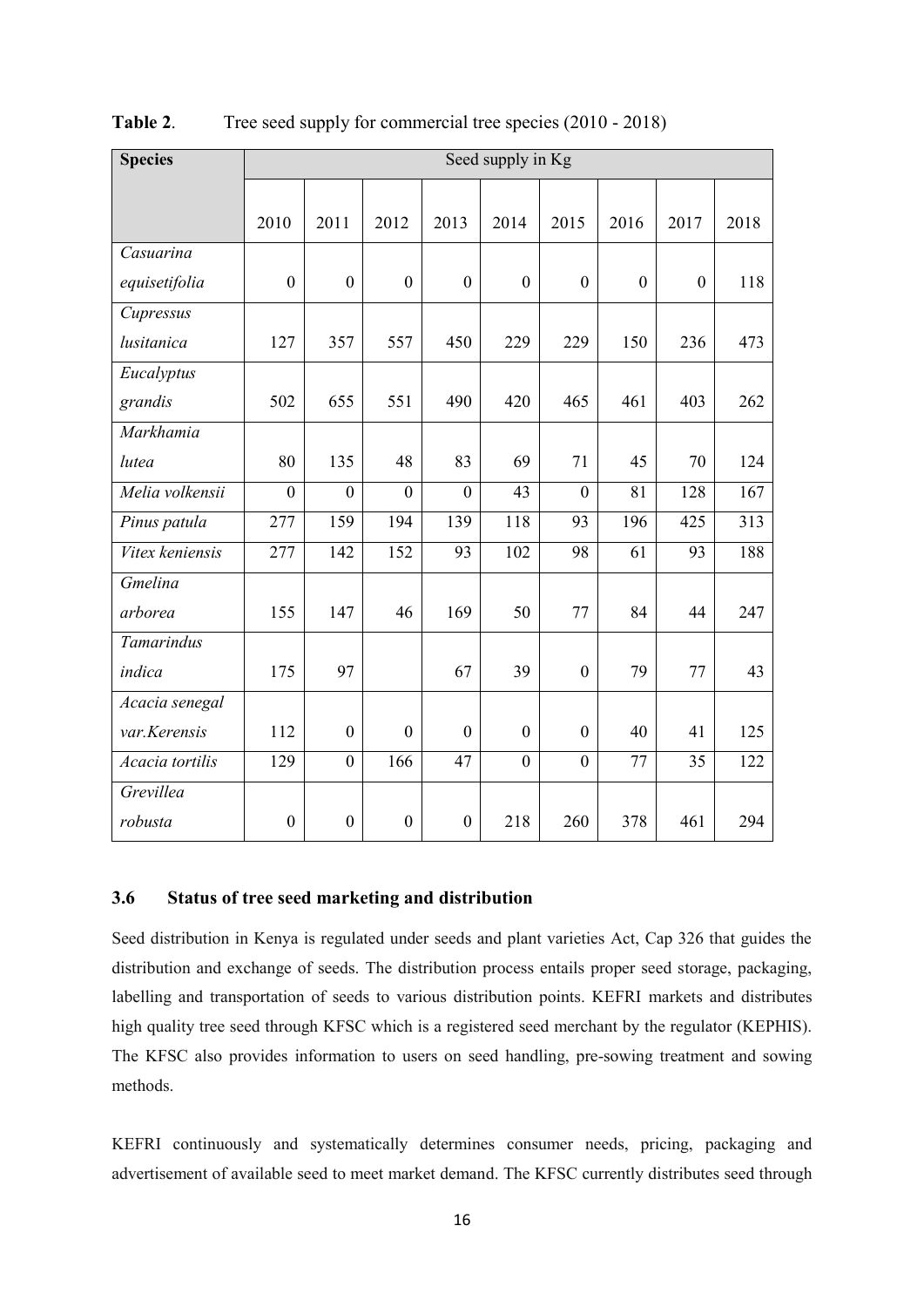**Table 2**. Tree seed supply for commercial tree species (2010 - 2018)

| Species | Seed supply in Kg | | | | | | | | |
|---|---|---|---|---|---|---|---|---|---|
| | 2010 | 2011 | 2012 | 2013 | 2014 | 2015 | 2016 | 2017 | 2018 |
| *Casuarina equisetifolia* | 0 | 0 | 0 | 0 | 0 | 0 | 0 | 0 | 118 |
| *Cupressus lusitanica* | 127 | 357 | 557 | 450 | 229 | 229 | 150 | 236 | 473 |
| *Eucalyptus grandis* | 502 | 655 | 551 | 490 | 420 | 465 | 461 | 403 | 262 |
| *Markhamia lutea* | 80 | 135 | 48 | 83 | 69 | 71 | 45 | 70 | 124 |
| *Melia volkensii* | 0 | 0 | 0 | 0 | 43 | 0 | 81 | 128 | 167 |
| *Pinus patula* | 277 | 159 | 194 | 139 | 118 | 93 | 196 | 425 | 313 |
| *Vitex keniensis* | 277 | 142 | 152 | 93 | 102 | 98 | 61 | 93 | 188 |
| *Gmelina arborea* | 155 | 147 | 46 | 169 | 50 | 77 | 84 | 44 | 247 |
| *Tamarindus indica* | 175 | 97 | | 67 | 39 | 0 | 79 | 77 | 43 |
| *Acacia senegal var.Kerensis* | 112 | 0 | 0 | 0 | 0 | 0 | 40 | 41 | 125 |
| *Acacia tortilis* | 129 | 0 | 166 | 47 | 0 | 0 | 77 | 35 | 122 |
| *Grevillea robusta* | 0 | 0 | 0 | 0 | 218 | 260 | 378 | 461 | 294 |

### 3.6 Status of tree seed marketing and distribution

Seed distribution in Kenya is regulated under seeds and plant varieties Act, Cap 326 that guides the distribution and exchange of seeds. The distribution process entails proper seed storage, packaging, labelling and transportation of seeds to various distribution points. KEFRI markets and distributes high quality tree seed through KFSC which is a registered seed merchant by the regulator (KEPHIS). The KFSC also provides information to users on seed handling, pre-sowing treatment and sowing methods.

KEFRI continuously and systematically determines consumer needs, pricing, packaging and advertisement of available seed to meet market demand. The KFSC currently distributes seed through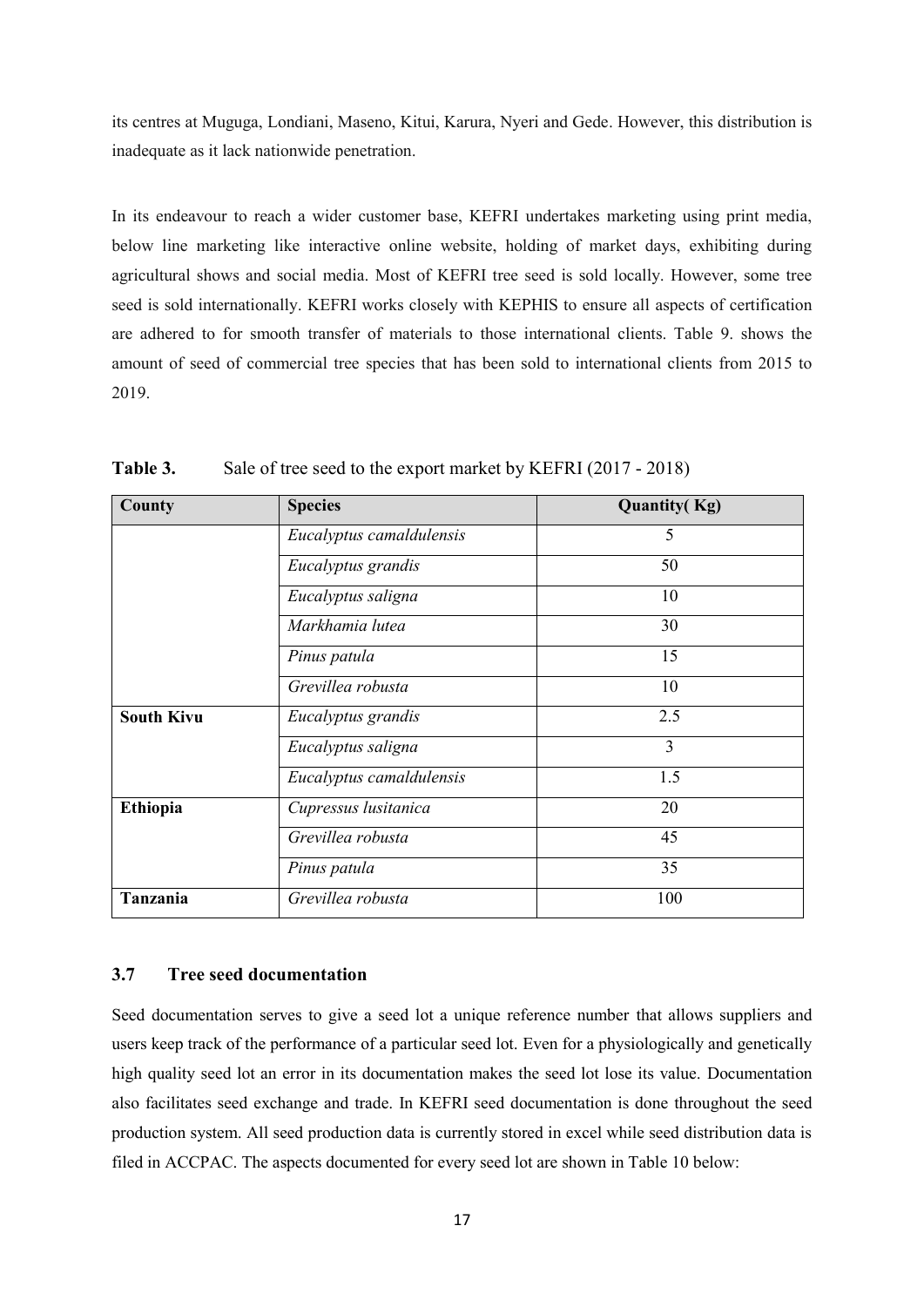its centres at Muguga, Londiani, Maseno, Kitui, Karura, Nyeri and Gede. However, this distribution is inadequate as it lack nationwide penetration.

In its endeavour to reach a wider customer base, KEFRI undertakes marketing using print media, below line marketing like interactive online website, holding of market days, exhibiting during agricultural shows and social media. Most of KEFRI tree seed is sold locally. However, some tree seed is sold internationally. KEFRI works closely with KEPHIS to ensure all aspects of certification are adhered to for smooth transfer of materials to those international clients. Table 9. shows the amount of seed of commercial tree species that has been sold to international clients from 2015 to 2019.

**Table 3.** Sale of tree seed to the export market by KEFRI (2017 - 2018)

| County | Species | Quantity( Kg) |
|---|---|---|
| | *Eucalyptus camaldulensis* | 5 |
| | *Eucalyptus grandis* | 50 |
| | *Eucalyptus saligna* | 10 |
| | *Markhamia lutea* | 30 |
| | *Pinus patula* | 15 |
| | *Grevillea robusta* | 10 |
| **South Kivu** | *Eucalyptus grandis* | 2.5 |
| | *Eucalyptus saligna* | 3 |
| | *Eucalyptus camaldulensis* | 1.5 |
| **Ethiopia** | *Cupressus lusitanica* | 20 |
| | *Grevillea robusta* | 45 |
| | *Pinus patula* | 35 |
| **Tanzania** | *Grevillea robusta* | 100 |

### 3.7 Tree seed documentation

Seed documentation serves to give a seed lot a unique reference number that allows suppliers and users keep track of the performance of a particular seed lot. Even for a physiologically and genetically high quality seed lot an error in its documentation makes the seed lot lose its value. Documentation also facilitates seed exchange and trade. In KEFRI seed documentation is done throughout the seed production system. All seed production data is currently stored in excel while seed distribution data is filed in ACCPAC. The aspects documented for every seed lot are shown in Table 10 below: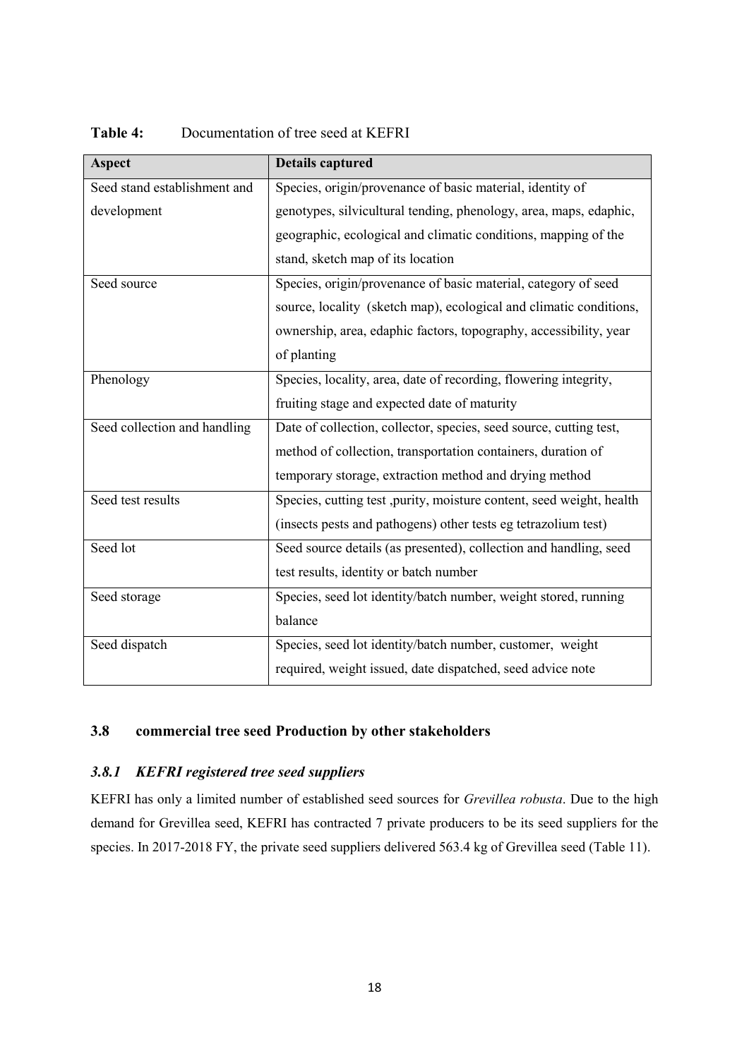**Table 4:** Documentation of tree seed at KEFRI

| Aspect | Details captured |
|---|---|
| Seed stand establishment and development | Species, origin/provenance of basic material, identity of genotypes, silvicultural tending, phenology, area, maps, edaphic, geographic, ecological and climatic conditions, mapping of the stand, sketch map of its location |
| Seed source | Species, origin/provenance of basic material, category of seed source, locality (sketch map), ecological and climatic conditions, ownership, area, edaphic factors, topography, accessibility, year of planting |
| Phenology | Species, locality, area, date of recording, flowering integrity, fruiting stage and expected date of maturity |
| Seed collection and handling | Date of collection, collector, species, seed source, cutting test, method of collection, transportation containers, duration of temporary storage, extraction method and drying method |
| Seed test results | Species, cutting test ,purity, moisture content, seed weight, health (insects pests and pathogens) other tests eg tetrazolium test) |
| Seed lot | Seed source details (as presented), collection and handling, seed test results, identity or batch number |
| Seed storage | Species, seed lot identity/batch number, weight stored, running balance |
| Seed dispatch | Species, seed lot identity/batch number, customer, weight required, weight issued, date dispatched, seed advice note |

## 3.8 commercial tree seed Production by other stakeholders

### *3.8.1 KEFRI registered tree seed suppliers*

KEFRI has only a limited number of established seed sources for *Grevillea robusta*. Due to the high demand for Grevillea seed, KEFRI has contracted 7 private producers to be its seed suppliers for the species. In 2017-2018 FY, the private seed suppliers delivered 563.4 kg of Grevillea seed (Table 11).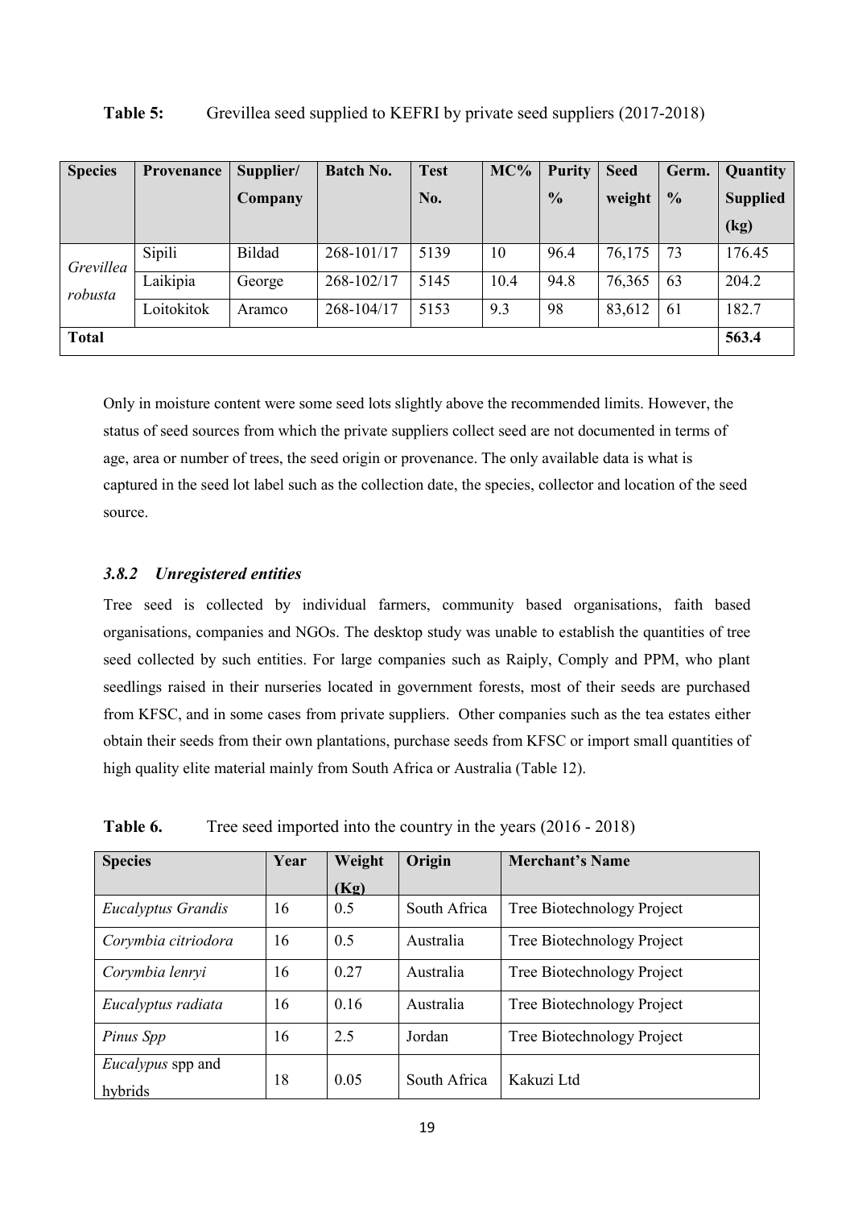**Table 5:** Grevillea seed supplied to KEFRI by private seed suppliers (2017-2018)

| Species | Provenance | Supplier/ Company | Batch No. | Test No. | MC% | Purity % | Seed weight | Germ. % | Quantity Supplied (kg) |
|---|---|---|---|---|---|---|---|---|---|
| *Grevillea robusta* | Sipili | Bildad | 268-101/17 | 5139 | 10 | 96.4 | 76,175 | 73 | 176.45 |
| | Laikipia | George | 268-102/17 | 5145 | 10.4 | 94.8 | 76,365 | 63 | 204.2 |
| | Loitokitok | Aramco | 268-104/17 | 5153 | 9.3 | 98 | 83,612 | 61 | 182.7 |
| **Total** | | | | | | | | | **563.4** |

Only in moisture content were some seed lots slightly above the recommended limits. However, the status of seed sources from which the private suppliers collect seed are not documented in terms of age, area or number of trees, the seed origin or provenance. The only available data is what is captured in the seed lot label such as the collection date, the species, collector and location of the seed source.

### *3.8.2 Unregistered entities*

Tree seed is collected by individual farmers, community based organisations, faith based organisations, companies and NGOs. The desktop study was unable to establish the quantities of tree seed collected by such entities. For large companies such as Raiply, Comply and PPM, who plant seedlings raised in their nurseries located in government forests, most of their seeds are purchased from KFSC, and in some cases from private suppliers. Other companies such as the tea estates either obtain their seeds from their own plantations, purchase seeds from KFSC or import small quantities of high quality elite material mainly from South Africa or Australia (Table 12).

**Table 6.** Tree seed imported into the country in the years (2016 - 2018)

| Species | Year | Weight (Kg) | Origin | Merchant's Name |
|---|---|---|---|---|
| *Eucalyptus Grandis* | 16 | 0.5 | South Africa | Tree Biotechnology Project |
| *Corymbia citriodora* | 16 | 0.5 | Australia | Tree Biotechnology Project |
| *Corymbia lenryi* | 16 | 0.27 | Australia | Tree Biotechnology Project |
| *Eucalyptus radiata* | 16 | 0.16 | Australia | Tree Biotechnology Project |
| *Pinus Spp* | 16 | 2.5 | Jordan | Tree Biotechnology Project |
| *Eucalypus* spp and hybrids | 18 | 0.05 | South Africa | Kakuzi Ltd |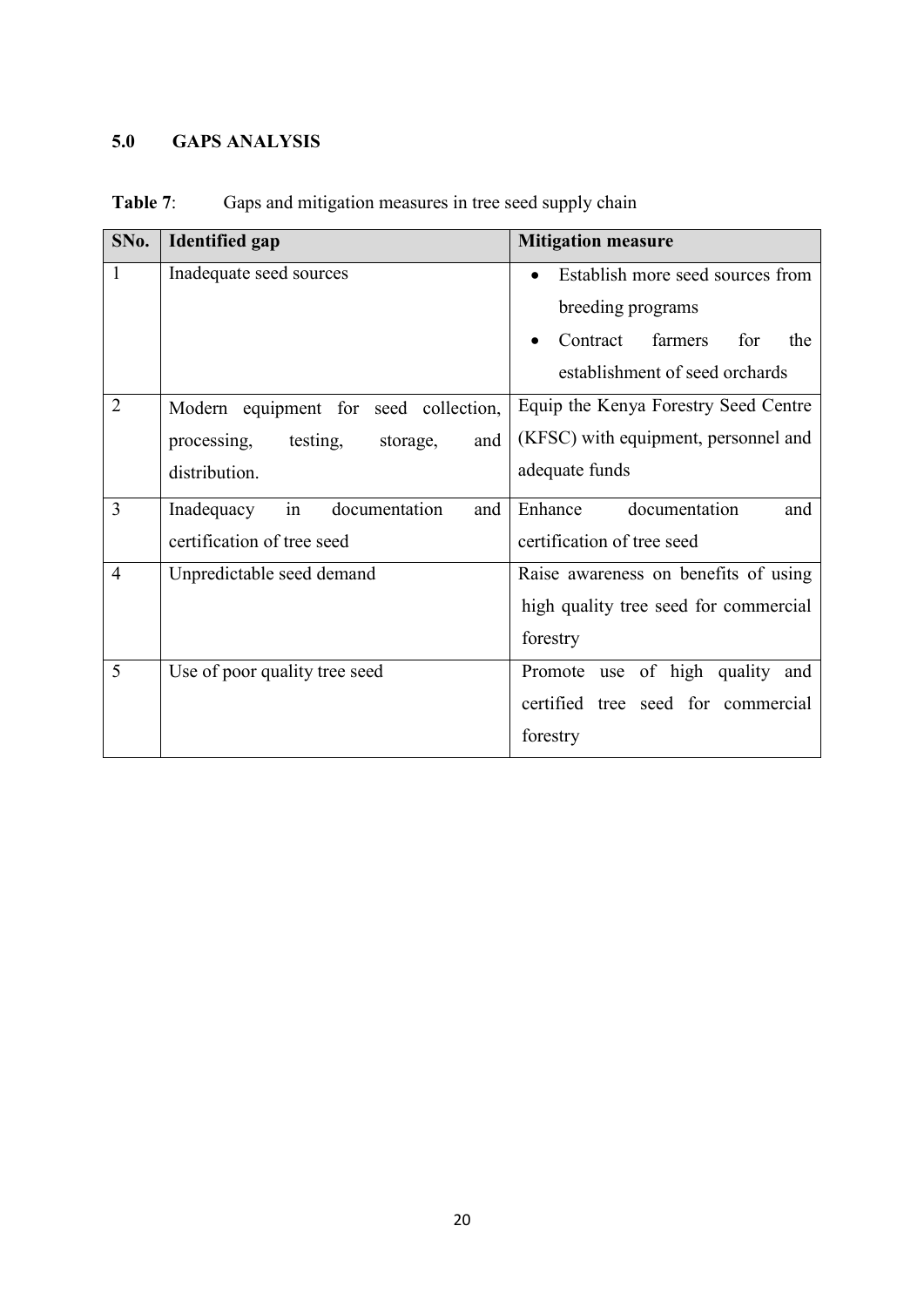## 5.0 GAPS ANALYSIS

**Table 7**: Gaps and mitigation measures in tree seed supply chain

| SNo. | Identified gap | Mitigation measure |
|---|---|---|
| 1 | Inadequate seed sources | • Establish more seed sources from breeding programs<br>• Contract farmers for the establishment of seed orchards |
| 2 | Modern equipment for seed collection, processing, testing, storage, and distribution. | Equip the Kenya Forestry Seed Centre (KFSC) with equipment, personnel and adequate funds |
| 3 | Inadequacy in documentation and certification of tree seed | Enhance documentation and certification of tree seed |
| 4 | Unpredictable seed demand | Raise awareness on benefits of using high quality tree seed for commercial forestry |
| 5 | Use of poor quality tree seed | Promote use of high quality and certified tree seed for commercial forestry |